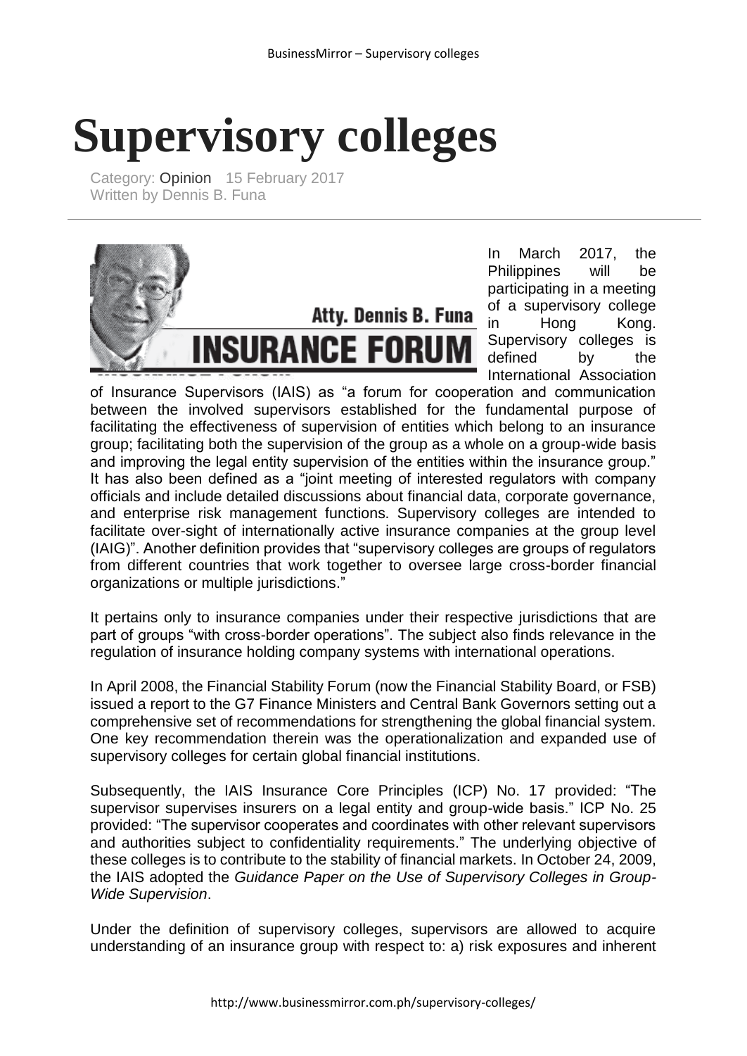# Supervisory colleges

Category: Opinion 15 February 2017
Written by Dennis B. Funa

Atty. Dennis B. Funa
INSURANCE FORUM

In March 2017, the Philippines will be participating in a meeting of a supervisory college in Hong Kong. Supervisory colleges is defined by the International Association of Insurance Supervisors (IAIS) as "a forum for cooperation and communication between the involved supervisors established for the fundamental purpose of facilitating the effectiveness of supervision of entities which belong to an insurance group; facilitating both the supervision of the group as a whole on a group-wide basis and improving the legal entity supervision of the entities within the insurance group." It has also been defined as a "joint meeting of interested regulators with company officials and include detailed discussions about financial data, corporate governance, and enterprise risk management functions. Supervisory colleges are intended to facilitate over-sight of internationally active insurance companies at the group level (IAIG)". Another definition provides that "supervisory colleges are groups of regulators from different countries that work together to oversee large cross-border financial organizations or multiple jurisdictions."

It pertains only to insurance companies under their respective jurisdictions that are part of groups "with cross-border operations". The subject also finds relevance in the regulation of insurance holding company systems with international operations.

In April 2008, the Financial Stability Forum (now the Financial Stability Board, or FSB) issued a report to the G7 Finance Ministers and Central Bank Governors setting out a comprehensive set of recommendations for strengthening the global financial system. One key recommendation therein was the operationalization and expanded use of supervisory colleges for certain global financial institutions.

Subsequently, the IAIS Insurance Core Principles (ICP) No. 17 provided: "The supervisor supervises insurers on a legal entity and group-wide basis." ICP No. 25 provided: "The supervisor cooperates and coordinates with other relevant supervisors and authorities subject to confidentiality requirements." The underlying objective of these colleges is to contribute to the stability of financial markets. In October 24, 2009, the IAIS adopted the *Guidance Paper on the Use of Supervisory Colleges in Group-Wide Supervision*.

Under the definition of supervisory colleges, supervisors are allowed to acquire understanding of an insurance group with respect to: a) risk exposures and inherent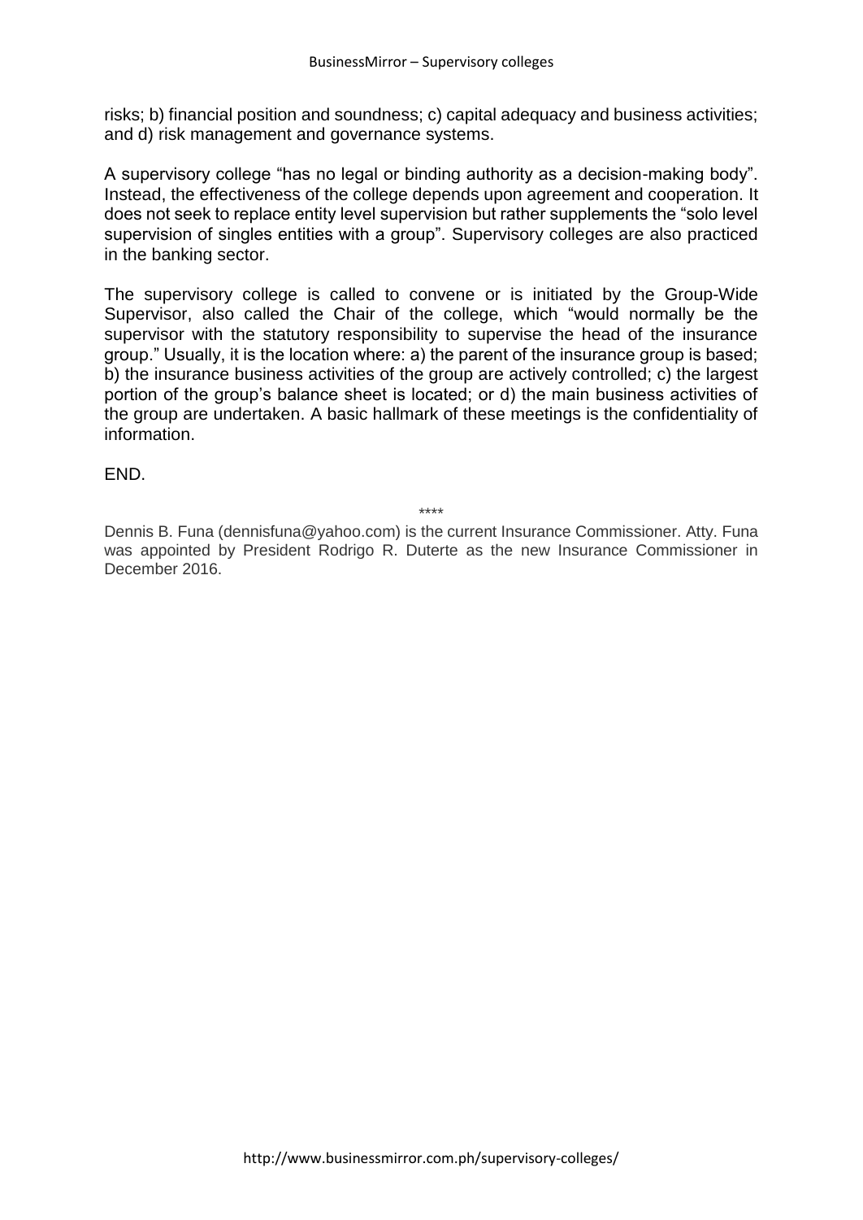risks; b) financial position and soundness; c) capital adequacy and business activities; and d) risk management and governance systems.

A supervisory college "has no legal or binding authority as a decision-making body". Instead, the effectiveness of the college depends upon agreement and cooperation. It does not seek to replace entity level supervision but rather supplements the "solo level supervision of singles entities with a group". Supervisory colleges are also practiced in the banking sector.

The supervisory college is called to convene or is initiated by the Group-Wide Supervisor, also called the Chair of the college, which "would normally be the supervisor with the statutory responsibility to supervise the head of the insurance group." Usually, it is the location where: a) the parent of the insurance group is based; b) the insurance business activities of the group are actively controlled; c) the largest portion of the group's balance sheet is located; or d) the main business activities of the group are undertaken. A basic hallmark of these meetings is the confidentiality of information.

END.

****

Dennis B. Funa (dennisfuna@yahoo.com) is the current Insurance Commissioner. Atty. Funa was appointed by President Rodrigo R. Duterte as the new Insurance Commissioner in December 2016.